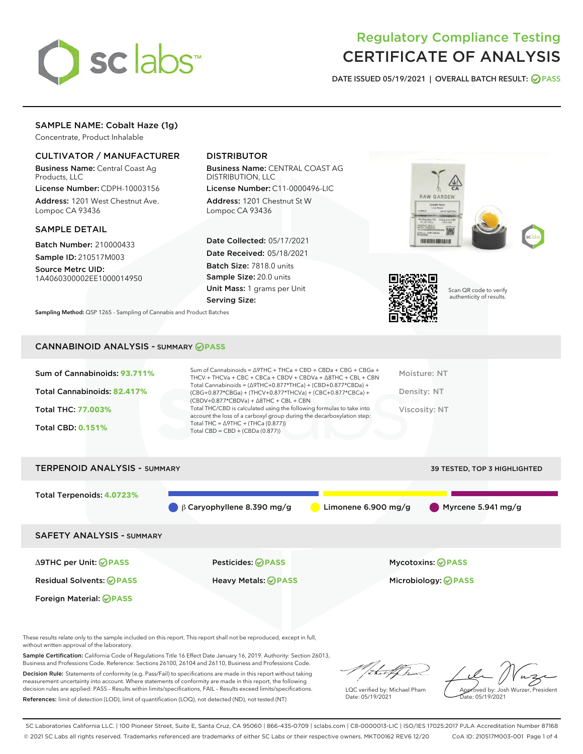# Regulatory Compliance Testing
# CERTIFICATE OF ANALYSIS

DATE ISSUED 05/19/2021 | OVERALL BATCH RESULT: PASS

## SAMPLE NAME: Cobalt Haze (1g)

Concentrate, Product Inhalable

### CULTIVATOR / MANUFACTURER

**Business Name:** Central Coast Ag Products, LLC

**License Number:** CDPH-10003156

**Address:** 1201 West Chestnut Ave. Lompoc CA 93436

### DISTRIBUTOR

**Business Name:** CENTRAL COAST AG DISTRIBUTION, LLC

**License Number:** C11-0000496-LIC

**Address:** 1201 Chestnut St W Lompoc CA 93436

### SAMPLE DETAIL

**Batch Number:** 210000433

**Sample ID:** 210517M003

**Source Metrc UID:** 1A4060300002EE1000014950

**Date Collected:** 05/17/2021

**Date Received:** 05/18/2021

**Batch Size:** 7818.0 units

**Sample Size:** 20.0 units

**Unit Mass:** 1 grams per Unit

**Serving Size:**

Scan QR code to verify authenticity of results.

**Sampling Method:** QSP 1265 - Sampling of Cannabis and Product Batches

## CANNABINOID ANALYSIS - SUMMARY PASS

Sum of Cannabinoids: **93.711%**

Total Cannabinoids: **82.417%**

Total THC: **77.003%**

Total CBD: **0.151%**

Sum of Cannabinoids = Δ9THC + THCa + CBD + CBDa + CBG + CBGa + THCV + THCVa + CBC + CBCa + CBDV + CBDVa + Δ8THC + CBL + CBN

Total Cannabinoids = (Δ9THC+0.877*THCa) + (CBD+0.877*CBDa) + (CBG+0.877*CBGa) + (THCV+0.877*THCVa) + (CBC+0.877*CBCa) + (CBDV+0.877*CBDVa) + Δ8THC + CBL + CBN

Total THC/CBD is calculated using the following formulas to take into account the loss of a carboxyl group during the decarboxylation step:

Total THC = Δ9THC + (THCa (0.877))

Total CBD = CBD + (CBDa (0.877))

Moisture: NT

Density: NT

Viscosity: NT

## TERPENOID ANALYSIS - SUMMARY

39 TESTED, TOP 3 HIGHLIGHTED

Total Terpenoids: **4.0723%**

β Caryophyllene 8.390 mg/g | Limonene 6.900 mg/g | Myrcene 5.941 mg/g

## SAFETY ANALYSIS - SUMMARY

Δ9THC per Unit: PASS

Pesticides: PASS

Mycotoxins: PASS

Residual Solvents: PASS

Heavy Metals: PASS

Microbiology: PASS

Foreign Material: PASS

These results relate only to the sample included on this report. This report shall not be reproduced, except in full, without written approval of the laboratory.

**Sample Certification:** California Code of Regulations Title 16 Effect Date January 16, 2019. Authority: Section 26013, Business and Professions Code. Reference: Sections 26100, 26104 and 26110, Business and Professions Code.

**Decision Rule:** Statements of conformity (e.g. Pass/Fail) to specifications are made in this report without taking measurement uncertainty into account. Where statements of conformity are made in this report, the following decision rules are applied: PASS – Results within limits/specifications, FAIL – Results exceed limits/specifications.

**References:** limit of detection (LOD), limit of quantification (LOQ), not detected (ND), not tested (NT)

LQC verified by: Michael Pham
Date: 05/19/2021

Approved by: Josh Wurzer, President
Date: 05/19/2021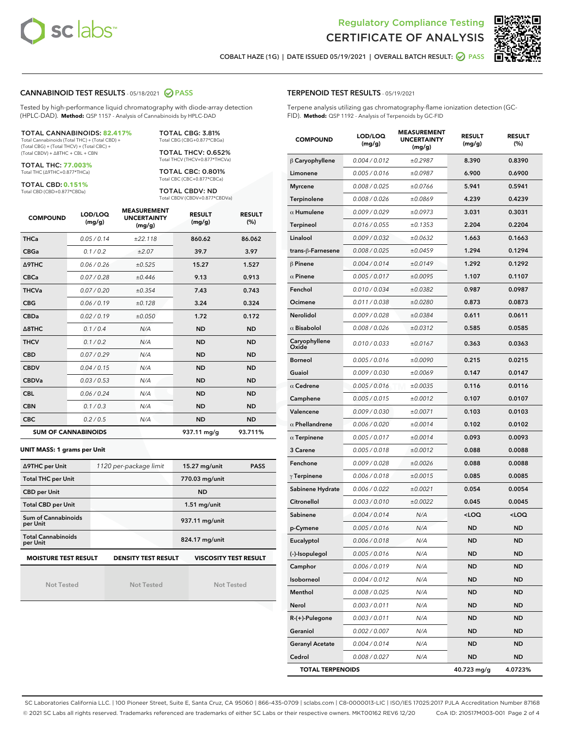# Regulatory Compliance Testing
## CERTIFICATE OF ANALYSIS

COBALT HAZE (1G) | DATE ISSUED 05/19/2021 | OVERALL BATCH RESULT: PASS

## CANNABINOID TEST RESULTS - 05/18/2021 PASS

Tested by high-performance liquid chromatography with diode-array detection (HPLC-DAD). **Method:** QSP 1157 - Analysis of Cannabinoids by HPLC-DAD

**TOTAL CANNABINOIDS: 82.417%**
Total Cannabinoids (Total THC) + (Total CBD) + (Total CBG) + (Total THCV) + (Total CBC) + (Total CBDV) + Δ8THC + CBL + CBN

**TOTAL THC: 77.003%**
Total THC (Δ9THC+0.877*THCa)

**TOTAL CBD: 0.151%**
Total CBD (CBD+0.877*CBDa)

**TOTAL CBG: 3.81%**
Total CBG (CBG+0.877*CBGa)

**TOTAL THCV: 0.652%**
Total THCV (THCV+0.877*THCVa)

**TOTAL CBC: 0.801%**
Total CBC (CBC+0.877*CBCa)

**TOTAL CBDV: ND**
Total CBDV (CBDV+0.877*CBDVa)

| COMPOUND | LOD/LOQ (mg/g) | MEASUREMENT UNCERTAINTY (mg/g) | RESULT (mg/g) | RESULT (%) |
|---|---|---|---|---|
| THCa | 0.05 / 0.14 | ±22.118 | 860.62 | 86.062 |
| CBGa | 0.1 / 0.2 | ±2.07 | 39.7 | 3.97 |
| Δ9THC | 0.06 / 0.26 | ±0.525 | 15.27 | 1.527 |
| CBCa | 0.07 / 0.28 | ±0.446 | 9.13 | 0.913 |
| THCVa | 0.07 / 0.20 | ±0.354 | 7.43 | 0.743 |
| CBG | 0.06 / 0.19 | ±0.128 | 3.24 | 0.324 |
| CBDa | 0.02 / 0.19 | ±0.050 | 1.72 | 0.172 |
| Δ8THC | 0.1 / 0.4 | N/A | ND | ND |
| THCV | 0.1 / 0.2 | N/A | ND | ND |
| CBD | 0.07 / 0.29 | N/A | ND | ND |
| CBDV | 0.04 / 0.15 | N/A | ND | ND |
| CBDVa | 0.03 / 0.53 | N/A | ND | ND |
| CBL | 0.06 / 0.24 | N/A | ND | ND |
| CBN | 0.1 / 0.3 | N/A | ND | ND |
| CBC | 0.2 / 0.5 | N/A | ND | ND |
| **SUM OF CANNABINOIDS** | | | 937.11 mg/g | 93.711% |

**UNIT MASS: 1 grams per Unit**

| | | | |
|---|---|---|---|
| Δ9THC per Unit | 1120 per-package limit | 15.27 mg/unit | PASS |
| Total THC per Unit | | 770.03 mg/unit | |
| CBD per Unit | | ND | |
| Total CBD per Unit | | 1.51 mg/unit | |
| Sum of Cannabinoids per Unit | | 937.11 mg/unit | |
| Total Cannabinoids per Unit | | 824.17 mg/unit | |

| MOISTURE TEST RESULT | DENSITY TEST RESULT | VISCOSITY TEST RESULT |
|---|---|---|
| Not Tested | Not Tested | Not Tested |

## TERPENOID TEST RESULTS - 05/19/2021

Terpene analysis utilizing gas chromatography-flame ionization detection (GC-FID). **Method:** QSP 1192 - Analysis of Terpenoids by GC-FID

| COMPOUND | LOD/LOQ (mg/g) | MEASUREMENT UNCERTAINTY (mg/g) | RESULT (mg/g) | RESULT (%) |
|---|---|---|---|---|
| β Caryophyllene | 0.004 / 0.012 | ±0.2987 | 8.390 | 0.8390 |
| Limonene | 0.005 / 0.016 | ±0.0987 | 6.900 | 0.6900 |
| Myrcene | 0.008 / 0.025 | ±0.0766 | 5.941 | 0.5941 |
| Terpinolene | 0.008 / 0.026 | ±0.0869 | 4.239 | 0.4239 |
| α Humulene | 0.009 / 0.029 | ±0.0973 | 3.031 | 0.3031 |
| Terpineol | 0.016 / 0.055 | ±0.1353 | 2.204 | 0.2204 |
| Linalool | 0.009 / 0.032 | ±0.0632 | 1.663 | 0.1663 |
| trans-β-Farnesene | 0.008 / 0.025 | ±0.0459 | 1.294 | 0.1294 |
| β Pinene | 0.004 / 0.014 | ±0.0149 | 1.292 | 0.1292 |
| α Pinene | 0.005 / 0.017 | ±0.0095 | 1.107 | 0.1107 |
| Fenchol | 0.010 / 0.034 | ±0.0382 | 0.987 | 0.0987 |
| Ocimene | 0.011 / 0.038 | ±0.0280 | 0.873 | 0.0873 |
| Nerolidol | 0.009 / 0.028 | ±0.0384 | 0.611 | 0.0611 |
| α Bisabolol | 0.008 / 0.026 | ±0.0312 | 0.585 | 0.0585 |
| Caryophyllene Oxide | 0.010 / 0.033 | ±0.0167 | 0.363 | 0.0363 |
| Borneol | 0.005 / 0.016 | ±0.0090 | 0.215 | 0.0215 |
| Guaiol | 0.009 / 0.030 | ±0.0069 | 0.147 | 0.0147 |
| α Cedrene | 0.005 / 0.016 | ±0.0035 | 0.116 | 0.0116 |
| Camphene | 0.005 / 0.015 | ±0.0012 | 0.107 | 0.0107 |
| Valencene | 0.009 / 0.030 | ±0.0071 | 0.103 | 0.0103 |
| α Phellandrene | 0.006 / 0.020 | ±0.0014 | 0.102 | 0.0102 |
| α Terpinene | 0.005 / 0.017 | ±0.0014 | 0.093 | 0.0093 |
| 3 Carene | 0.005 / 0.018 | ±0.0012 | 0.088 | 0.0088 |
| Fenchone | 0.009 / 0.028 | ±0.0026 | 0.088 | 0.0088 |
| γ Terpinene | 0.006 / 0.018 | ±0.0015 | 0.085 | 0.0085 |
| Sabinene Hydrate | 0.006 / 0.022 | ±0.0021 | 0.054 | 0.0054 |
| Citronellol | 0.003 / 0.010 | ±0.0022 | 0.045 | 0.0045 |
| Sabinene | 0.004 / 0.014 | N/A | <LOQ | <LOQ |
| p-Cymene | 0.005 / 0.016 | N/A | ND | ND |
| Eucalyptol | 0.006 / 0.018 | N/A | ND | ND |
| (-)-Isopulegol | 0.005 / 0.016 | N/A | ND | ND |
| Camphor | 0.006 / 0.019 | N/A | ND | ND |
| Isoborneol | 0.004 / 0.012 | N/A | ND | ND |
| Menthol | 0.008 / 0.025 | N/A | ND | ND |
| Nerol | 0.003 / 0.011 | N/A | ND | ND |
| R-(+)-Pulegone | 0.003 / 0.011 | N/A | ND | ND |
| Geraniol | 0.002 / 0.007 | N/A | ND | ND |
| Geranyl Acetate | 0.004 / 0.014 | N/A | ND | ND |
| Cedrol | 0.008 / 0.027 | N/A | ND | ND |
| **TOTAL TERPENOIDS** | | | 40.723 mg/g | 4.0723% |

SC Laboratories California LLC. | 100 Pioneer Street, Suite E, Santa Cruz, CA 95060 | 866-435-0709 | sclabs.com | C8-0000013-LIC | ISO/IES 17025:2017 PJLA Accreditation Number 87168
© 2021 SC Labs all rights reserved. Trademarks referenced are trademarks of either SC Labs or their respective owners. MKT00162 REV6 12/20 CoA ID: 210517M003-001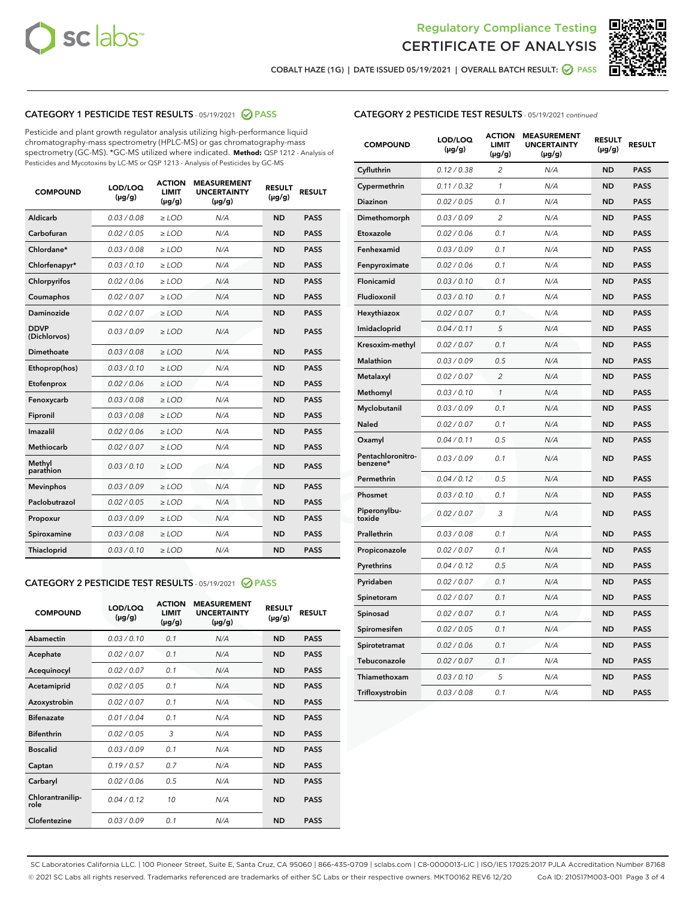## Regulatory Compliance Testing
## CERTIFICATE OF ANALYSIS

COBALT HAZE (1G) | DATE ISSUED 05/19/2021 | OVERALL BATCH RESULT: PASS

### CATEGORY 1 PESTICIDE TEST RESULTS - 05/19/2021 PASS

Pesticide and plant growth regulator analysis utilizing high-performance liquid chromatography-mass spectrometry (HPLC-MS) or gas chromatography-mass spectrometry (GC-MS). *GC-MS utilized where indicated. **Method:** QSP 1212 - Analysis of Pesticides and Mycotoxins by LC-MS or QSP 1213 - Analysis of Pesticides by GC-MS

| COMPOUND | LOD/LOQ (µg/g) | ACTION LIMIT (µg/g) | MEASUREMENT UNCERTAINTY (µg/g) | RESULT (µg/g) | RESULT |
|---|---|---|---|---|---|
| Aldicarb | 0.03 / 0.08 | ≥ LOD | N/A | ND | PASS |
| Carbofuran | 0.02 / 0.05 | ≥ LOD | N/A | ND | PASS |
| Chlordane* | 0.03 / 0.08 | ≥ LOD | N/A | ND | PASS |
| Chlorfenapyr* | 0.03 / 0.10 | ≥ LOD | N/A | ND | PASS |
| Chlorpyrifos | 0.02 / 0.06 | ≥ LOD | N/A | ND | PASS |
| Coumaphos | 0.02 / 0.07 | ≥ LOD | N/A | ND | PASS |
| Daminozide | 0.02 / 0.07 | ≥ LOD | N/A | ND | PASS |
| DDVP (Dichlorvos) | 0.03 / 0.09 | ≥ LOD | N/A | ND | PASS |
| Dimethoate | 0.03 / 0.08 | ≥ LOD | N/A | ND | PASS |
| Ethoprop(hos) | 0.03 / 0.10 | ≥ LOD | N/A | ND | PASS |
| Etofenprox | 0.02 / 0.06 | ≥ LOD | N/A | ND | PASS |
| Fenoxycarb | 0.03 / 0.08 | ≥ LOD | N/A | ND | PASS |
| Fipronil | 0.03 / 0.08 | ≥ LOD | N/A | ND | PASS |
| Imazalil | 0.02 / 0.06 | ≥ LOD | N/A | ND | PASS |
| Methiocarb | 0.02 / 0.07 | ≥ LOD | N/A | ND | PASS |
| Methyl parathion | 0.03 / 0.10 | ≥ LOD | N/A | ND | PASS |
| Mevinphos | 0.03 / 0.09 | ≥ LOD | N/A | ND | PASS |
| Paclobutrazol | 0.02 / 0.05 | ≥ LOD | N/A | ND | PASS |
| Propoxur | 0.03 / 0.09 | ≥ LOD | N/A | ND | PASS |
| Spiroxamine | 0.03 / 0.08 | ≥ LOD | N/A | ND | PASS |
| Thiacloprid | 0.03 / 0.10 | ≥ LOD | N/A | ND | PASS |

### CATEGORY 2 PESTICIDE TEST RESULTS - 05/19/2021 PASS

| COMPOUND | LOD/LOQ (µg/g) | ACTION LIMIT (µg/g) | MEASUREMENT UNCERTAINTY (µg/g) | RESULT (µg/g) | RESULT |
|---|---|---|---|---|---|
| Abamectin | 0.03 / 0.10 | 0.1 | N/A | ND | PASS |
| Acephate | 0.02 / 0.07 | 0.1 | N/A | ND | PASS |
| Acequinocyl | 0.02 / 0.07 | 0.1 | N/A | ND | PASS |
| Acetamiprid | 0.02 / 0.05 | 0.1 | N/A | ND | PASS |
| Azoxystrobin | 0.02 / 0.07 | 0.1 | N/A | ND | PASS |
| Bifenazate | 0.01 / 0.04 | 0.1 | N/A | ND | PASS |
| Bifenthrin | 0.02 / 0.05 | 3 | N/A | ND | PASS |
| Boscalid | 0.03 / 0.09 | 0.1 | N/A | ND | PASS |
| Captan | 0.19 / 0.57 | 0.7 | N/A | ND | PASS |
| Carbaryl | 0.02 / 0.06 | 0.5 | N/A | ND | PASS |
| Chlorantraniliprole | 0.04 / 0.12 | 10 | N/A | ND | PASS |
| Clofentezine | 0.03 / 0.09 | 0.1 | N/A | ND | PASS |
| Cyfluthrin | 0.12 / 0.38 | 2 | N/A | ND | PASS |
| Cypermethrin | 0.11 / 0.32 | 1 | N/A | ND | PASS |
| Diazinon | 0.02 / 0.05 | 0.1 | N/A | ND | PASS |
| Dimethomorph | 0.03 / 0.09 | 2 | N/A | ND | PASS |
| Etoxazole | 0.02 / 0.06 | 0.1 | N/A | ND | PASS |
| Fenhexamid | 0.03 / 0.09 | 0.1 | N/A | ND | PASS |
| Fenpyroximate | 0.02 / 0.06 | 0.1 | N/A | ND | PASS |
| Flonicamid | 0.03 / 0.10 | 0.1 | N/A | ND | PASS |
| Fludioxonil | 0.03 / 0.10 | 0.1 | N/A | ND | PASS |
| Hexythiazox | 0.02 / 0.07 | 0.1 | N/A | ND | PASS |
| Imidacloprid | 0.04 / 0.11 | 5 | N/A | ND | PASS |
| Kresoxim-methyl | 0.02 / 0.07 | 0.1 | N/A | ND | PASS |
| Malathion | 0.03 / 0.09 | 0.5 | N/A | ND | PASS |
| Metalaxyl | 0.02 / 0.07 | 2 | N/A | ND | PASS |
| Methomyl | 0.03 / 0.10 | 1 | N/A | ND | PASS |
| Myclobutanil | 0.03 / 0.09 | 0.1 | N/A | ND | PASS |
| Naled | 0.02 / 0.07 | 0.1 | N/A | ND | PASS |
| Oxamyl | 0.04 / 0.11 | 0.5 | N/A | ND | PASS |
| Pentachloronitrobenzene* | 0.03 / 0.09 | 0.1 | N/A | ND | PASS |
| Permethrin | 0.04 / 0.12 | 0.5 | N/A | ND | PASS |
| Phosmet | 0.03 / 0.10 | 0.1 | N/A | ND | PASS |
| Piperonylbutoxide | 0.02 / 0.07 | 3 | N/A | ND | PASS |
| Prallethrin | 0.03 / 0.08 | 0.1 | N/A | ND | PASS |
| Propiconazole | 0.02 / 0.07 | 0.1 | N/A | ND | PASS |
| Pyrethrins | 0.04 / 0.12 | 0.5 | N/A | ND | PASS |
| Pyridaben | 0.02 / 0.07 | 0.1 | N/A | ND | PASS |
| Spinetoram | 0.02 / 0.07 | 0.1 | N/A | ND | PASS |
| Spinosad | 0.02 / 0.07 | 0.1 | N/A | ND | PASS |
| Spiromesifen | 0.02 / 0.05 | 0.1 | N/A | ND | PASS |
| Spirotetramat | 0.02 / 0.06 | 0.1 | N/A | ND | PASS |
| Tebuconazole | 0.02 / 0.07 | 0.1 | N/A | ND | PASS |
| Thiamethoxam | 0.03 / 0.10 | 5 | N/A | ND | PASS |
| Trifloxystrobin | 0.03 / 0.08 | 0.1 | N/A | ND | PASS |

SC Laboratories California LLC. | 100 Pioneer Street, Suite E, Santa Cruz, CA 95060 | 866-435-0709 | sclabs.com | C8-0000013-LIC | ISO/IES 17025:2017 PJLA Accreditation Number 87168
© 2021 SC Labs all rights reserved. Trademarks referenced are trademarks of either SC Labs or their respective owners. MKT00162 REV6 12/20 CoA ID: 210517M003-001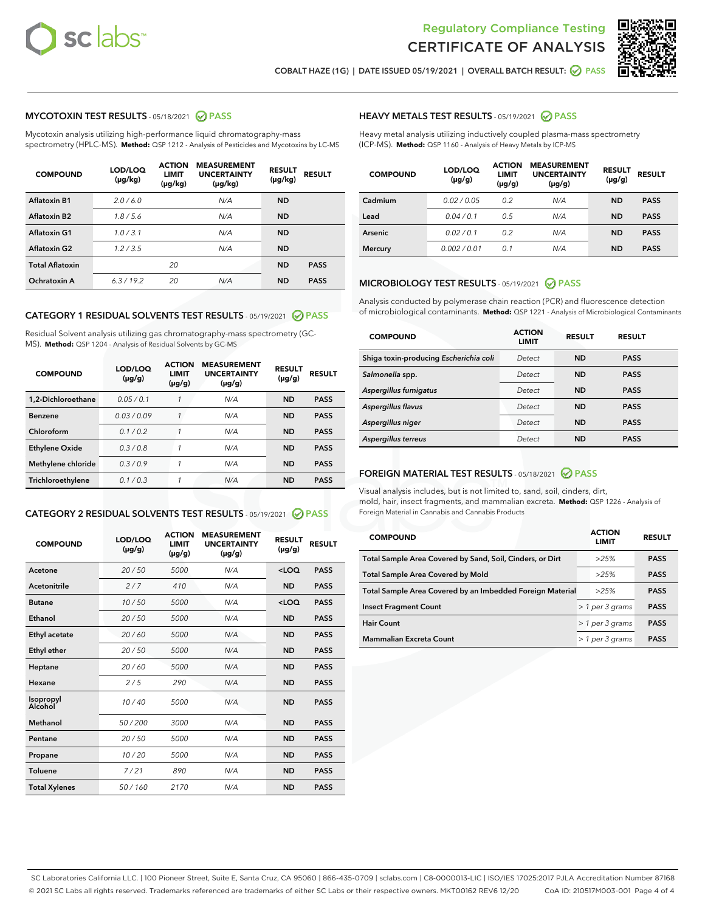Regulatory Compliance Testing
# CERTIFICATE OF ANALYSIS

COBALT HAZE (1G) | DATE ISSUED 05/19/2021 | OVERALL BATCH RESULT: PASS

## MYCOTOXIN TEST RESULTS - 05/18/2021 PASS

Mycotoxin analysis utilizing high-performance liquid chromatography-mass spectrometry (HPLC-MS). **Method:** QSP 1212 - Analysis of Pesticides and Mycotoxins by LC-MS

| COMPOUND | LOD/LOQ (µg/kg) | ACTION LIMIT (µg/kg) | MEASUREMENT UNCERTAINTY (µg/kg) | RESULT (µg/kg) | RESULT |
|---|---|---|---|---|---|
| Aflatoxin B1 | 2.0 / 6.0 | | N/A | ND | |
| Aflatoxin B2 | 1.8 / 5.6 | | N/A | ND | |
| Aflatoxin G1 | 1.0 / 3.1 | | N/A | ND | |
| Aflatoxin G2 | 1.2 / 3.5 | | N/A | ND | |
| Total Aflatoxin | | 20 | | ND | PASS |
| Ochratoxin A | 6.3 / 19.2 | 20 | N/A | ND | PASS |

## CATEGORY 1 RESIDUAL SOLVENTS TEST RESULTS - 05/19/2021 PASS

Residual Solvent analysis utilizing gas chromatography-mass spectrometry (GC-MS). **Method:** QSP 1204 - Analysis of Residual Solvents by GC-MS

| COMPOUND | LOD/LOQ (µg/g) | ACTION LIMIT (µg/g) | MEASUREMENT UNCERTAINTY (µg/g) | RESULT (µg/g) | RESULT |
|---|---|---|---|---|---|
| 1,2-Dichloroethane | 0.05 / 0.1 | 1 | N/A | ND | PASS |
| Benzene | 0.03 / 0.09 | 1 | N/A | ND | PASS |
| Chloroform | 0.1 / 0.2 | 1 | N/A | ND | PASS |
| Ethylene Oxide | 0.3 / 0.8 | 1 | N/A | ND | PASS |
| Methylene chloride | 0.3 / 0.9 | 1 | N/A | ND | PASS |
| Trichloroethylene | 0.1 / 0.3 | 1 | N/A | ND | PASS |

## CATEGORY 2 RESIDUAL SOLVENTS TEST RESULTS - 05/19/2021 PASS

| COMPOUND | LOD/LOQ (µg/g) | ACTION LIMIT (µg/g) | MEASUREMENT UNCERTAINTY (µg/g) | RESULT (µg/g) | RESULT |
|---|---|---|---|---|---|
| Acetone | 20 / 50 | 5000 | N/A | <LOQ | PASS |
| Acetonitrile | 2 / 7 | 410 | N/A | ND | PASS |
| Butane | 10 / 50 | 5000 | N/A | <LOQ | PASS |
| Ethanol | 20 / 50 | 5000 | N/A | ND | PASS |
| Ethyl acetate | 20 / 60 | 5000 | N/A | ND | PASS |
| Ethyl ether | 20 / 50 | 5000 | N/A | ND | PASS |
| Heptane | 20 / 60 | 5000 | N/A | ND | PASS |
| Hexane | 2 / 5 | 290 | N/A | ND | PASS |
| Isopropyl Alcohol | 10 / 40 | 5000 | N/A | ND | PASS |
| Methanol | 50 / 200 | 3000 | N/A | ND | PASS |
| Pentane | 20 / 50 | 5000 | N/A | ND | PASS |
| Propane | 10 / 20 | 5000 | N/A | ND | PASS |
| Toluene | 7 / 21 | 890 | N/A | ND | PASS |
| Total Xylenes | 50 / 160 | 2170 | N/A | ND | PASS |

## HEAVY METALS TEST RESULTS - 05/19/2021 PASS

Heavy metal analysis utilizing inductively coupled plasma-mass spectrometry (ICP-MS). **Method:** QSP 1160 - Analysis of Heavy Metals by ICP-MS

| COMPOUND | LOD/LOQ (µg/g) | ACTION LIMIT (µg/g) | MEASUREMENT UNCERTAINTY (µg/g) | RESULT (µg/g) | RESULT |
|---|---|---|---|---|---|
| Cadmium | 0.02 / 0.05 | 0.2 | N/A | ND | PASS |
| Lead | 0.04 / 0.1 | 0.5 | N/A | ND | PASS |
| Arsenic | 0.02 / 0.1 | 0.2 | N/A | ND | PASS |
| Mercury | 0.002 / 0.01 | 0.1 | N/A | ND | PASS |

## MICROBIOLOGY TEST RESULTS - 05/19/2021 PASS

Analysis conducted by polymerase chain reaction (PCR) and fluorescence detection of microbiological contaminants. **Method:** QSP 1221 - Analysis of Microbiological Contaminants

| COMPOUND | ACTION LIMIT | RESULT | RESULT |
|---|---|---|---|
| Shiga toxin-producing *Escherichia coli* | Detect | ND | PASS |
| *Salmonella* spp. | Detect | ND | PASS |
| *Aspergillus fumigatus* | Detect | ND | PASS |
| *Aspergillus flavus* | Detect | ND | PASS |
| *Aspergillus niger* | Detect | ND | PASS |
| *Aspergillus terreus* | Detect | ND | PASS |

## FOREIGN MATERIAL TEST RESULTS - 05/18/2021 PASS

Visual analysis includes, but is not limited to, sand, soil, cinders, dirt, mold, hair, insect fragments, and mammalian excreta. **Method:** QSP 1226 - Analysis of Foreign Material in Cannabis and Cannabis Products

| COMPOUND | ACTION LIMIT | RESULT |
|---|---|---|
| Total Sample Area Covered by Sand, Soil, Cinders, or Dirt | >25% | PASS |
| Total Sample Area Covered by Mold | >25% | PASS |
| Total Sample Area Covered by an Imbedded Foreign Material | >25% | PASS |
| Insect Fragment Count | > 1 per 3 grams | PASS |
| Hair Count | > 1 per 3 grams | PASS |
| Mammalian Excreta Count | > 1 per 3 grams | PASS |

SC Laboratories California LLC. | 100 Pioneer Street, Suite E, Santa Cruz, CA 95060 | 866-435-0709 | sclabs.com | C8-0000013-LIC | ISO/IES 17025:2017 PJLA Accreditation Number 87168
© 2021 SC Labs all rights reserved. Trademarks referenced are trademarks of either SC Labs or their respective owners. MKT00162 REV6 12/20 CoA ID: 210517M003-001